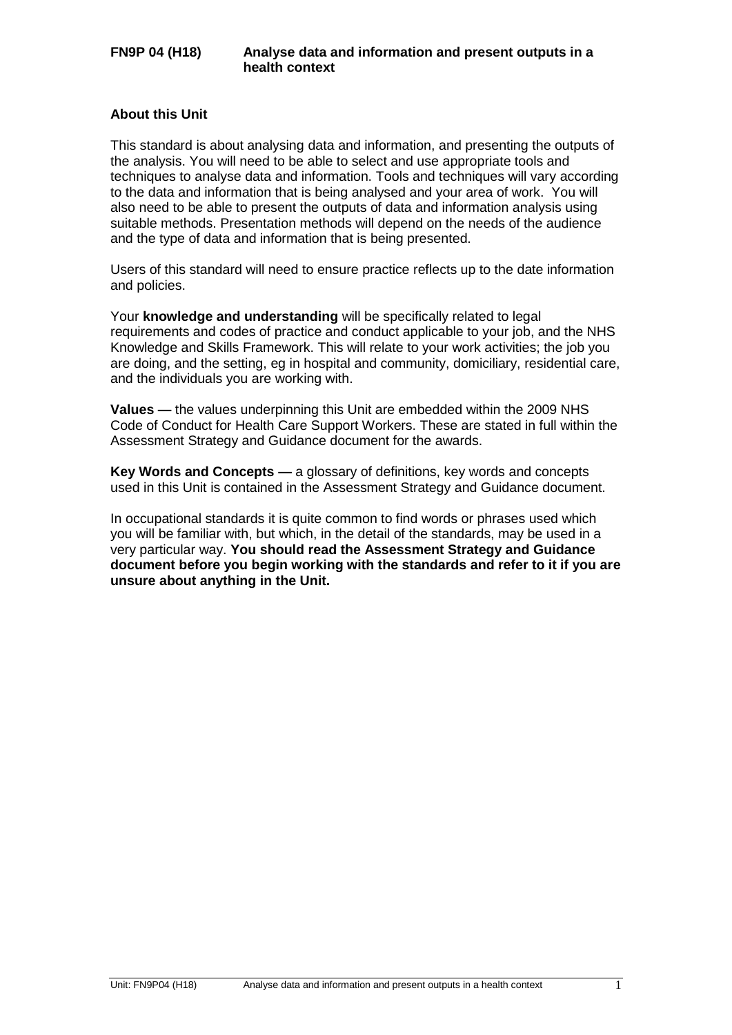# FN9P 04 (H18) Analyse data and information and present outputs in a health context

## About this Unit

This standard is about analysing data and information, and presenting the outputs of the analysis. You will need to be able to select and use appropriate tools and techniques to analyse data and information. Tools and techniques will vary according to the data and information that is being analysed and your area of work. You will also need to be able to present the outputs of data and information analysis using suitable methods. Presentation methods will depend on the needs of the audience and the type of data and information that is being presented.

Users of this standard will need to ensure practice reflects up to the date information and policies.

Your **knowledge and understanding** will be specifically related to legal requirements and codes of practice and conduct applicable to your job, and the NHS Knowledge and Skills Framework. This will relate to your work activities; the job you are doing, and the setting, eg in hospital and community, domiciliary, residential care, and the individuals you are working with.

**Values —** the values underpinning this Unit are embedded within the 2009 NHS Code of Conduct for Health Care Support Workers. These are stated in full within the Assessment Strategy and Guidance document for the awards.

**Key Words and Concepts —** a glossary of definitions, key words and concepts used in this Unit is contained in the Assessment Strategy and Guidance document.

In occupational standards it is quite common to find words or phrases used which you will be familiar with, but which, in the detail of the standards, may be used in a very particular way. **You should read the Assessment Strategy and Guidance document before you begin working with the standards and refer to it if you are unsure about anything in the Unit.**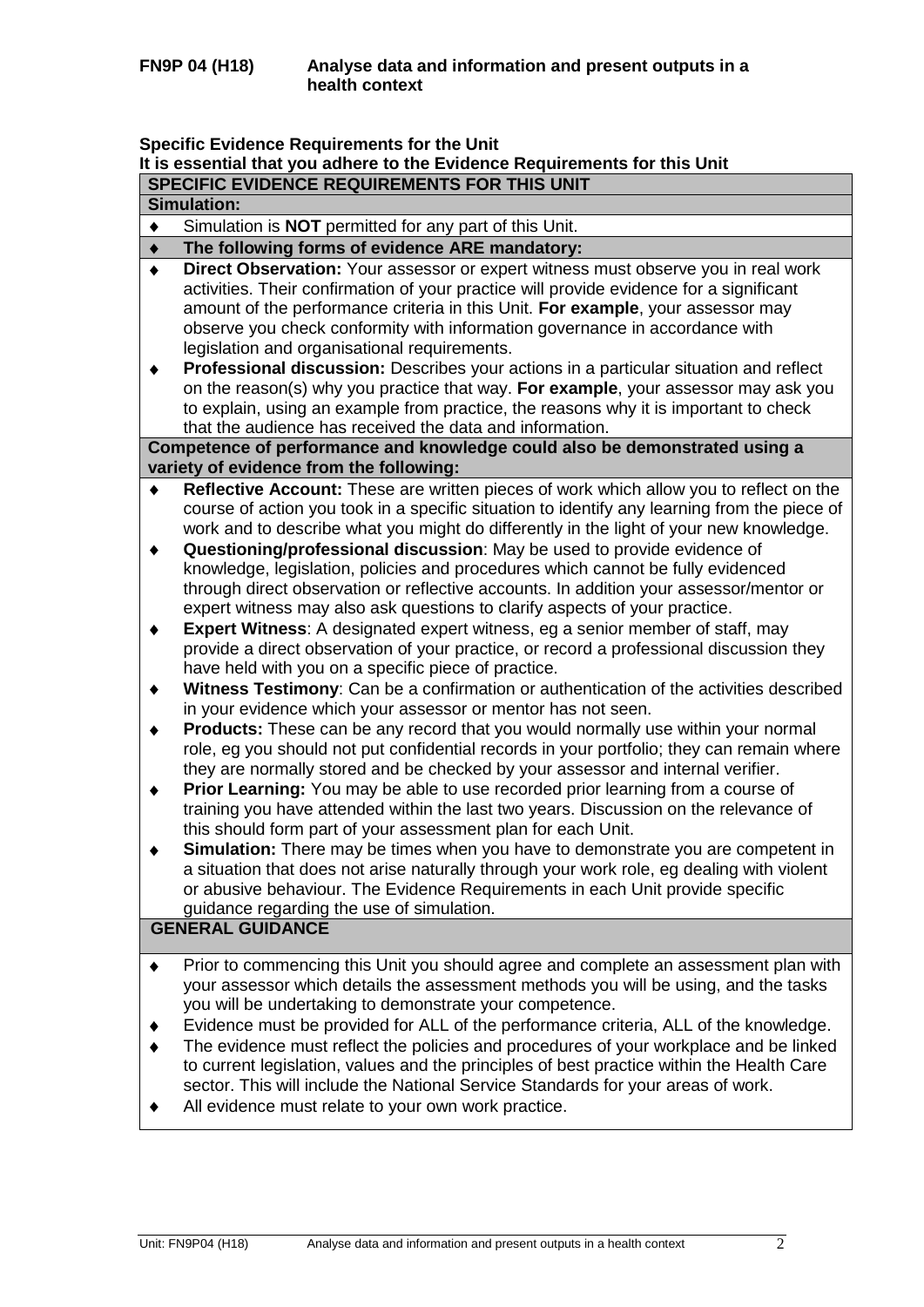**FN9P 04 (H18) Analyse data and information and present outputs in a health context**

**Specific Evidence Requirements for the Unit**

**It is essential that you adhere to the Evidence Requirements for this Unit**

**SPECIFIC EVIDENCE REQUIREMENTS FOR THIS UNIT**

**Simulation:**

- Simulation is **NOT** permitted for any part of this Unit.
- **The following forms of evidence ARE mandatory:**
- **Direct Observation:** Your assessor or expert witness must observe you in real work activities. Their confirmation of your practice will provide evidence for a significant amount of the performance criteria in this Unit. **For example**, your assessor may observe you check conformity with information governance in accordance with legislation and organisational requirements.
- **Professional discussion:** Describes your actions in a particular situation and reflect on the reason(s) why you practice that way. **For example**, your assessor may ask you to explain, using an example from practice, the reasons why it is important to check that the audience has received the data and information.

**Competence of performance and knowledge could also be demonstrated using a variety of evidence from the following:**

- **Reflective Account:** These are written pieces of work which allow you to reflect on the course of action you took in a specific situation to identify any learning from the piece of work and to describe what you might do differently in the light of your new knowledge.
- **Questioning/professional discussion**: May be used to provide evidence of knowledge, legislation, policies and procedures which cannot be fully evidenced through direct observation or reflective accounts. In addition your assessor/mentor or expert witness may also ask questions to clarify aspects of your practice.
- **Expert Witness**: A designated expert witness, eg a senior member of staff, may provide a direct observation of your practice, or record a professional discussion they have held with you on a specific piece of practice.
- **Witness Testimony**: Can be a confirmation or authentication of the activities described in your evidence which your assessor or mentor has not seen.
- **Products:** These can be any record that you would normally use within your normal role, eg you should not put confidential records in your portfolio; they can remain where they are normally stored and be checked by your assessor and internal verifier.
- **Prior Learning:** You may be able to use recorded prior learning from a course of training you have attended within the last two years. Discussion on the relevance of this should form part of your assessment plan for each Unit.
- **Simulation:** There may be times when you have to demonstrate you are competent in a situation that does not arise naturally through your work role, eg dealing with violent or abusive behaviour. The Evidence Requirements in each Unit provide specific guidance regarding the use of simulation.

**GENERAL GUIDANCE**

- Prior to commencing this Unit you should agree and complete an assessment plan with your assessor which details the assessment methods you will be using, and the tasks you will be undertaking to demonstrate your competence.
- Evidence must be provided for ALL of the performance criteria, ALL of the knowledge.
- The evidence must reflect the policies and procedures of your workplace and be linked to current legislation, values and the principles of best practice within the Health Care sector. This will include the National Service Standards for your areas of work.
- All evidence must relate to your own work practice.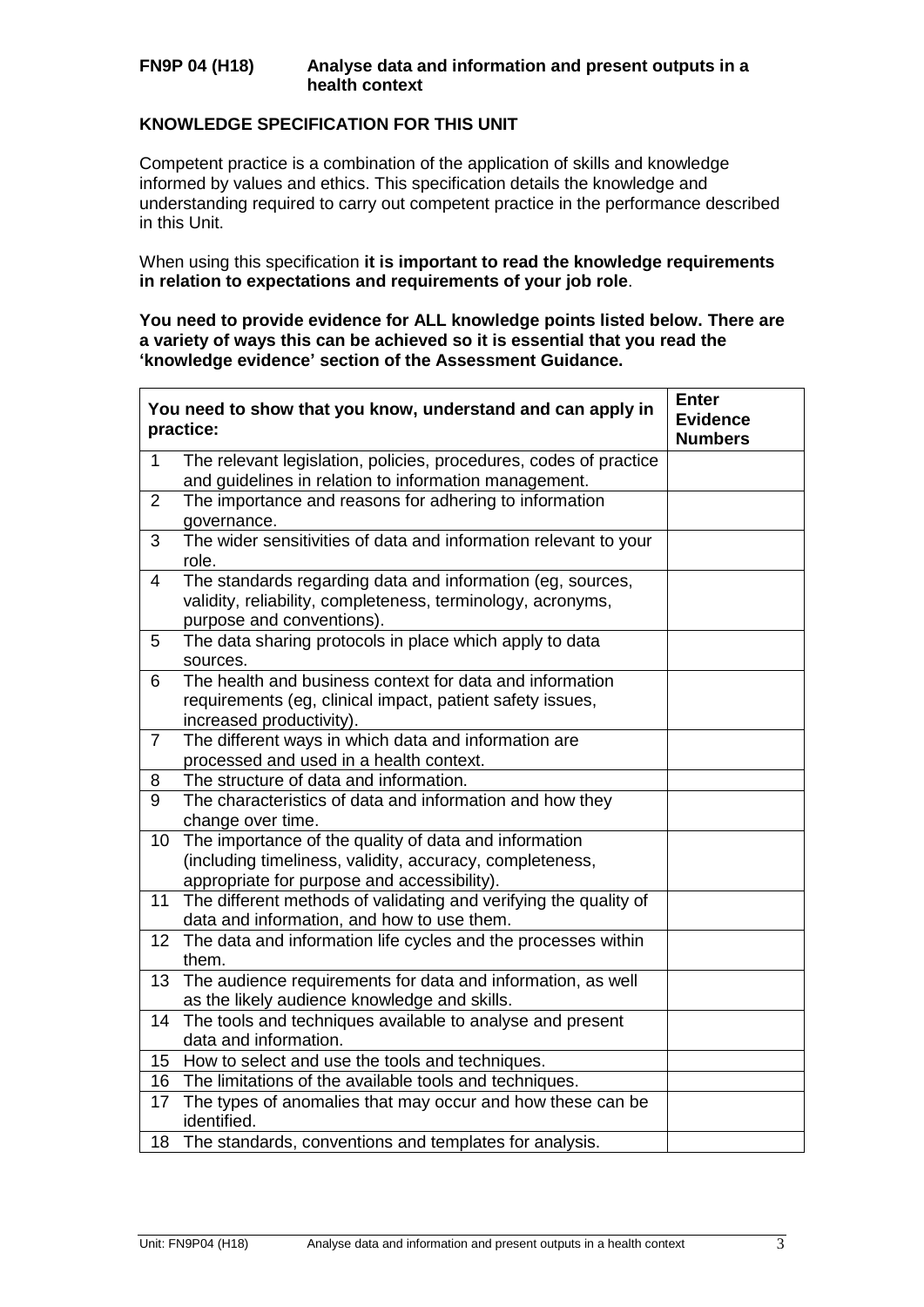**FN9P 04 (H18) Analyse data and information and present outputs in a health context**

## KNOWLEDGE SPECIFICATION FOR THIS UNIT

Competent practice is a combination of the application of skills and knowledge informed by values and ethics. This specification details the knowledge and understanding required to carry out competent practice in the performance described in this Unit.

When using this specification **it is important to read the knowledge requirements in relation to expectations and requirements of your job role**.

**You need to provide evidence for ALL knowledge points listed below. There are a variety of ways this can be achieved so it is essential that you read the 'knowledge evidence' section of the Assessment Guidance.**

| | **You need to show that you know, understand and can apply in practice:** | **Enter Evidence Numbers** |
|---|---|---|
| 1 | The relevant legislation, policies, procedures, codes of practice and guidelines in relation to information management. | |
| 2 | The importance and reasons for adhering to information governance. | |
| 3 | The wider sensitivities of data and information relevant to your role. | |
| 4 | The standards regarding data and information (eg, sources, validity, reliability, completeness, terminology, acronyms, purpose and conventions). | |
| 5 | The data sharing protocols in place which apply to data sources. | |
| 6 | The health and business context for data and information requirements (eg, clinical impact, patient safety issues, increased productivity). | |
| 7 | The different ways in which data and information are processed and used in a health context. | |
| 8 | The structure of data and information. | |
| 9 | The characteristics of data and information and how they change over time. | |
| 10 | The importance of the quality of data and information (including timeliness, validity, accuracy, completeness, appropriate for purpose and accessibility). | |
| 11 | The different methods of validating and verifying the quality of data and information, and how to use them. | |
| 12 | The data and information life cycles and the processes within them. | |
| 13 | The audience requirements for data and information, as well as the likely audience knowledge and skills. | |
| 14 | The tools and techniques available to analyse and present data and information. | |
| 15 | How to select and use the tools and techniques. | |
| 16 | The limitations of the available tools and techniques. | |
| 17 | The types of anomalies that may occur and how these can be identified. | |
| 18 | The standards, conventions and templates for analysis. | |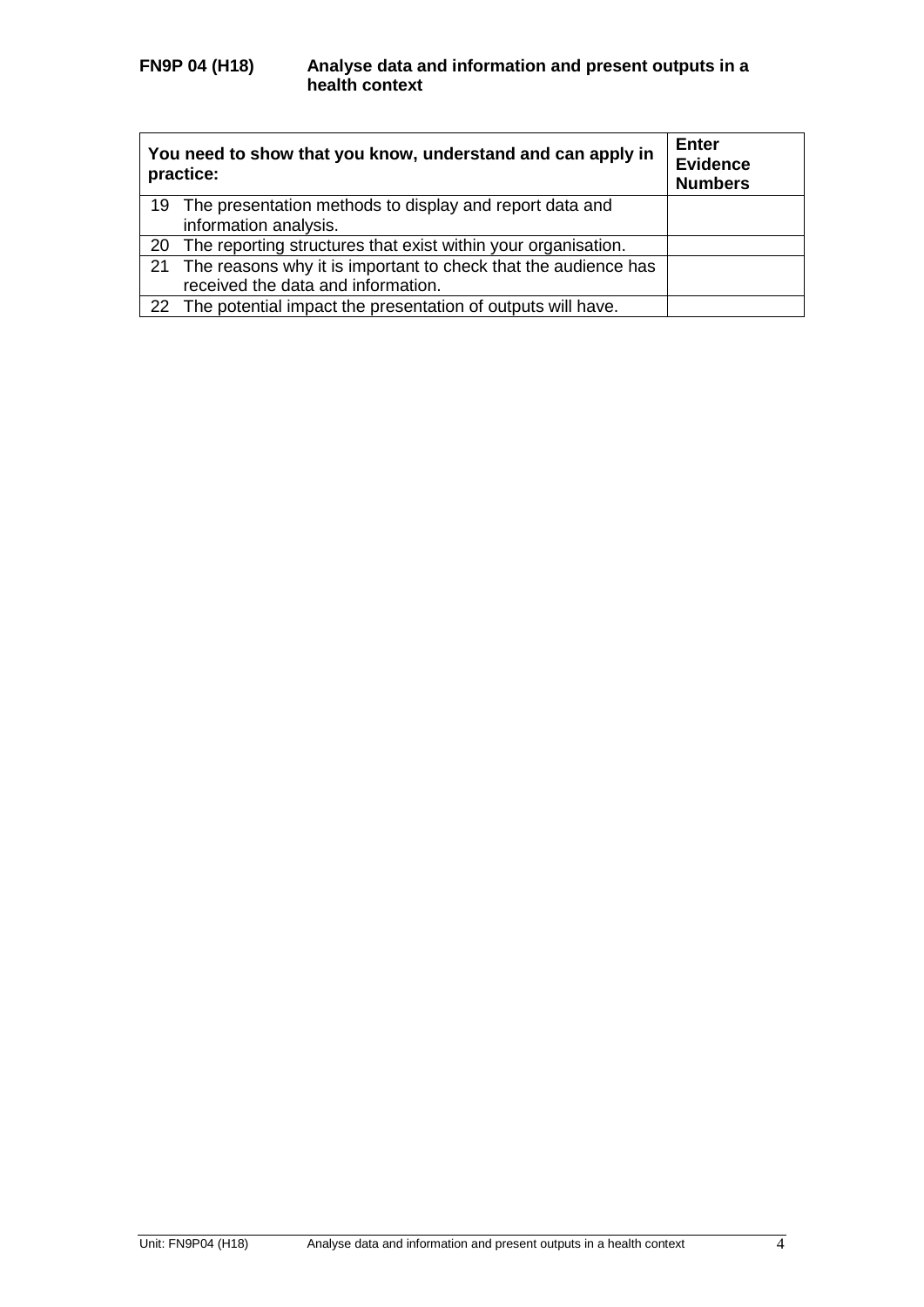**FN9P 04 (H18) Analyse data and information and present outputs in a health context**

| You need to show that you know, understand and can apply in practice: | | Enter Evidence Numbers |
|---|---|---|
| 19 | The presentation methods to display and report data and information analysis. | |
| 20 | The reporting structures that exist within your organisation. | |
| 21 | The reasons why it is important to check that the audience has received the data and information. | |
| 22 | The potential impact the presentation of outputs will have. | |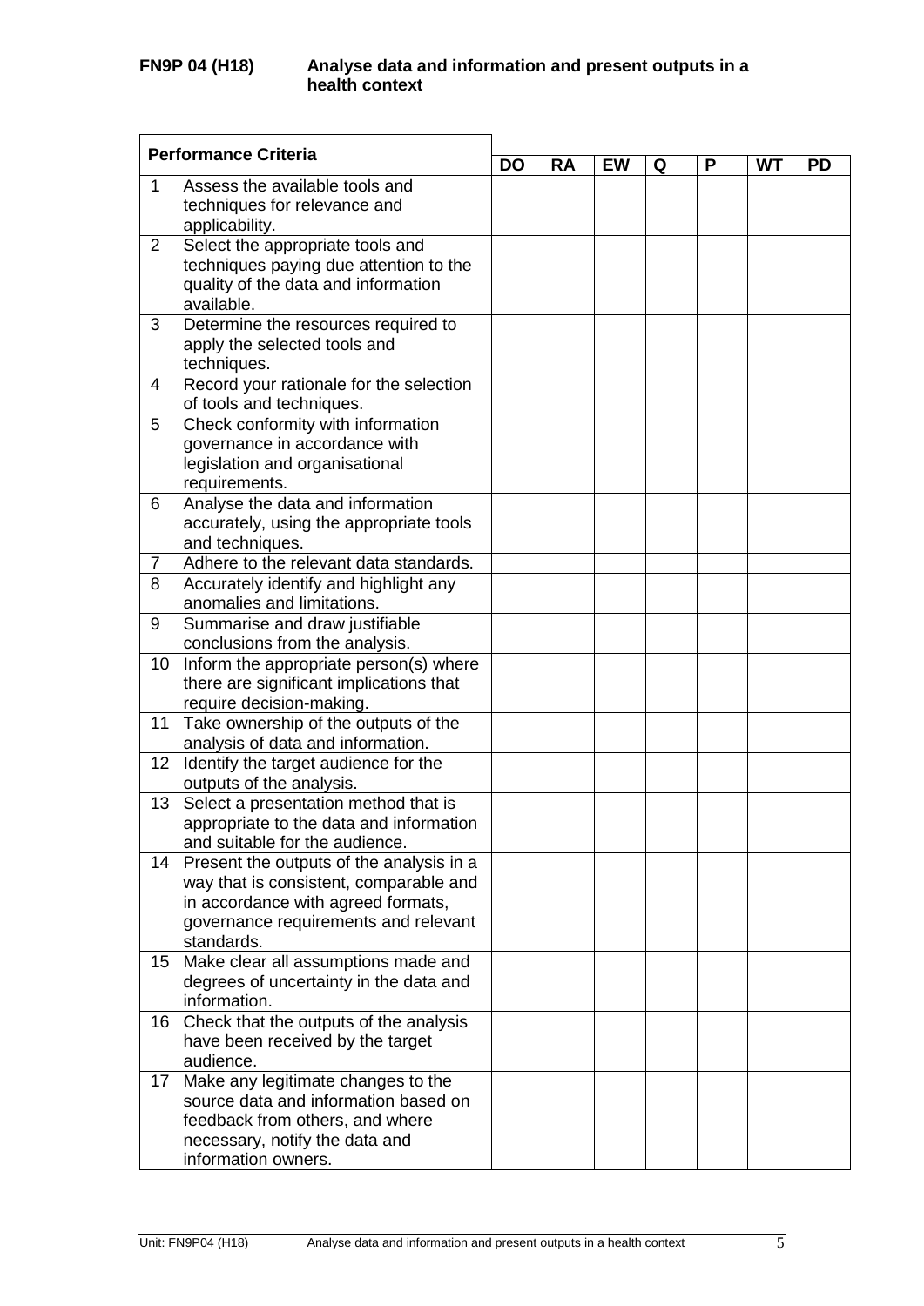**FN9P 04 (H18) Analyse data and information and present outputs in a health context**

| | Performance Criteria | DO | RA | EW | Q | P | WT | PD |
|---|---|---|---|---|---|---|---|---|
| 1 | Assess the available tools and techniques for relevance and applicability. | | | | | | | |
| 2 | Select the appropriate tools and techniques paying due attention to the quality of the data and information available. | | | | | | | |
| 3 | Determine the resources required to apply the selected tools and techniques. | | | | | | | |
| 4 | Record your rationale for the selection of tools and techniques. | | | | | | | |
| 5 | Check conformity with information governance in accordance with legislation and organisational requirements. | | | | | | | |
| 6 | Analyse the data and information accurately, using the appropriate tools and techniques. | | | | | | | |
| 7 | Adhere to the relevant data standards. | | | | | | | |
| 8 | Accurately identify and highlight any anomalies and limitations. | | | | | | | |
| 9 | Summarise and draw justifiable conclusions from the analysis. | | | | | | | |
| 10 | Inform the appropriate person(s) where there are significant implications that require decision-making. | | | | | | | |
| 11 | Take ownership of the outputs of the analysis of data and information. | | | | | | | |
| 12 | Identify the target audience for the outputs of the analysis. | | | | | | | |
| 13 | Select a presentation method that is appropriate to the data and information and suitable for the audience. | | | | | | | |
| 14 | Present the outputs of the analysis in a way that is consistent, comparable and in accordance with agreed formats, governance requirements and relevant standards. | | | | | | | |
| 15 | Make clear all assumptions made and degrees of uncertainty in the data and information. | | | | | | | |
| 16 | Check that the outputs of the analysis have been received by the target audience. | | | | | | | |
| 17 | Make any legitimate changes to the source data and information based on feedback from others, and where necessary, notify the data and information owners. | | | | | | | |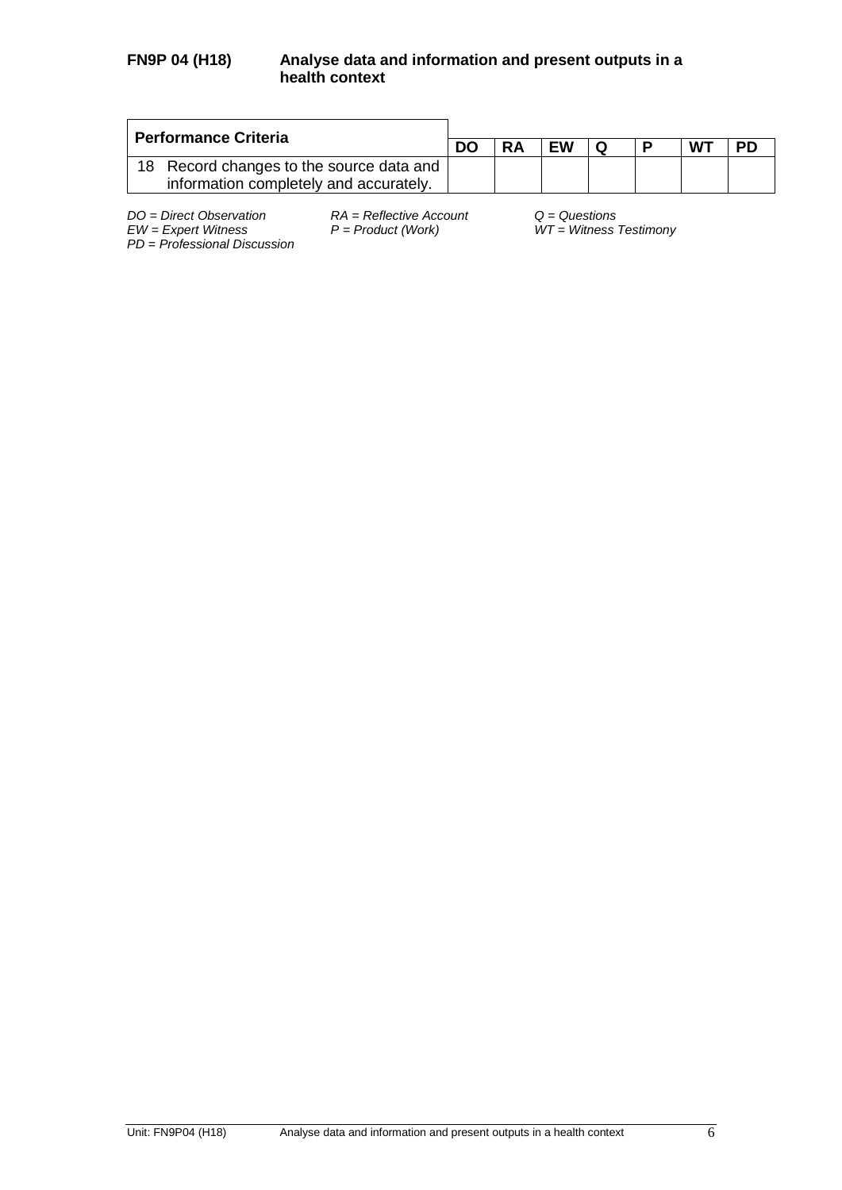**FN9P 04 (H18) Analyse data and information and present outputs in a health context**

| Performance Criteria | DO | RA | EW | Q | P | WT | PD |
|---|---|---|---|---|---|---|---|
| 18 Record changes to the source data and information completely and accurately. | | | | | | | |

*DO = Direct Observation* *RA = Reflective Account* *Q = Questions*
*EW = Expert Witness* *P = Product (Work)* *WT = Witness Testimony*
*PD = Professional Discussion*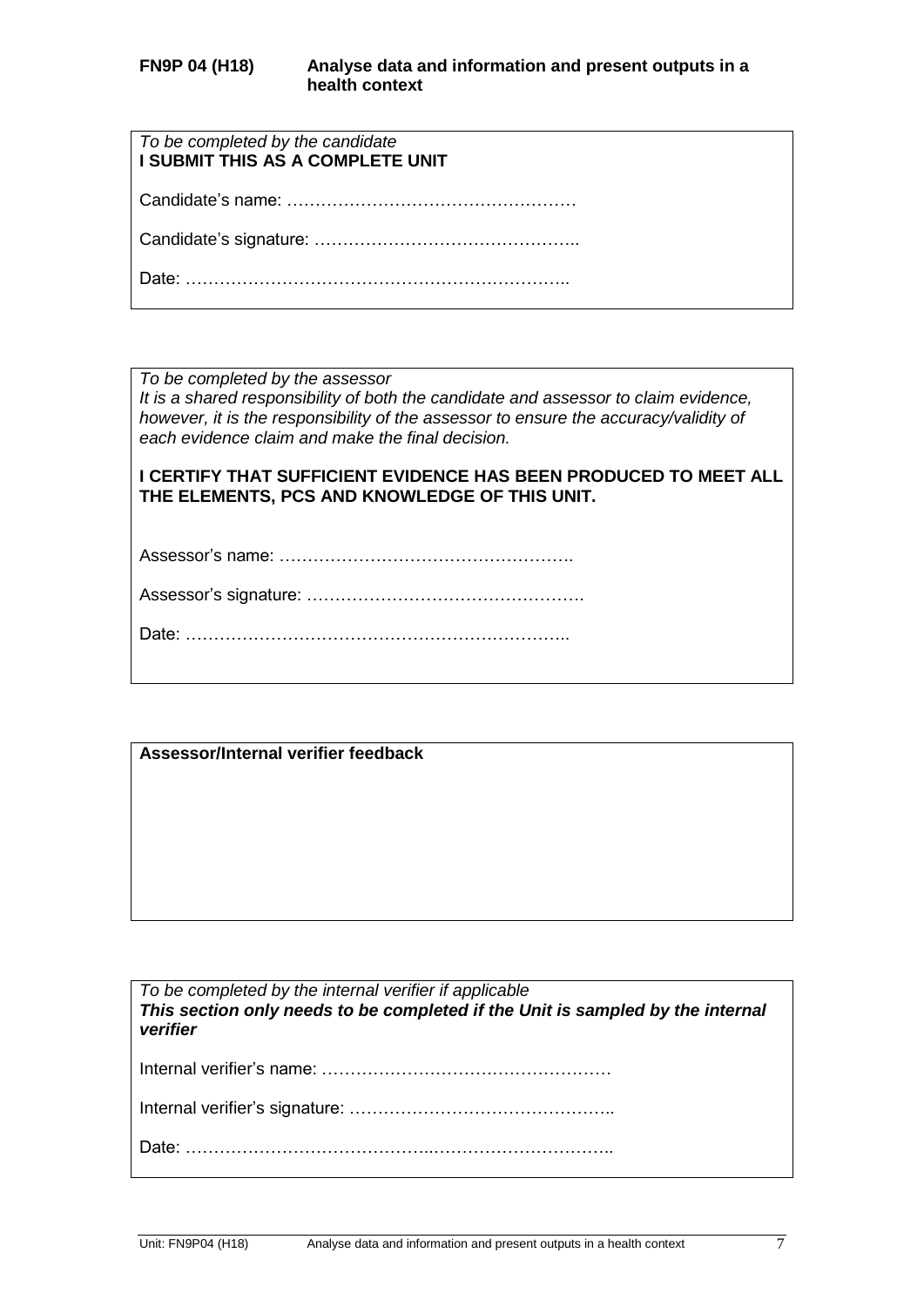**FN9P 04 (H18) Analyse data and information and present outputs in a health context**

*To be completed by the candidate*
**I SUBMIT THIS AS A COMPLETE UNIT**

Candidate's name: ……………………………………………

Candidate's signature: ………………………………………..

Date: …………………………………………………………..

*To be completed by the assessor*
*It is a shared responsibility of both the candidate and assessor to claim evidence, however, it is the responsibility of the assessor to ensure the accuracy/validity of each evidence claim and make the final decision.*

**I CERTIFY THAT SUFFICIENT EVIDENCE HAS BEEN PRODUCED TO MEET ALL THE ELEMENTS, PCS AND KNOWLEDGE OF THIS UNIT.**

Assessor's name: …………………………………………….

Assessor's signature: ………………………………………….

Date: …………………………………………………………..

**Assessor/Internal verifier feedback**

*To be completed by the internal verifier if applicable*
***This section only needs to be completed if the Unit is sampled by the internal verifier***

Internal verifier's name: ……………………………………………

Internal verifier's signature: ………………………………………..

Date: …………………………………..…………………………..